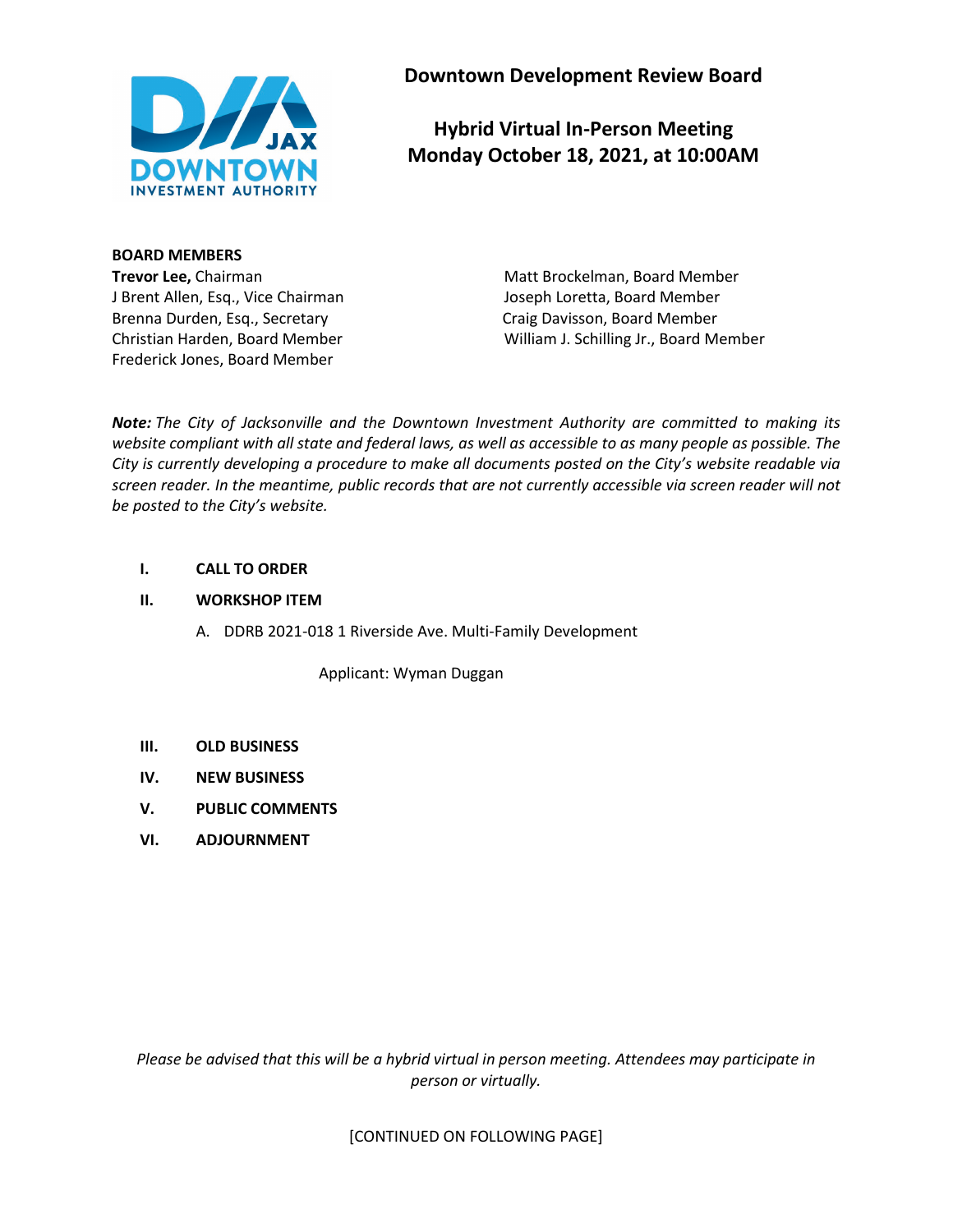# Downtown Development Review Board

## Hybrid Virtual In-Person Meeting
## Monday October 18, 2021, at 10:00AM

**BOARD MEMBERS**

**Trevor Lee,** Chairman
J Brent Allen, Esq., Vice Chairman
Brenna Durden, Esq., Secretary
Christian Harden, Board Member
Frederick Jones, Board Member
Matt Brockelman, Board Member
Joseph Loretta, Board Member
Craig Davisson, Board Member
William J. Schilling Jr., Board Member

***Note:*** *The City of Jacksonville and the Downtown Investment Authority are committed to making its website compliant with all state and federal laws, as well as accessible to as many people as possible. The City is currently developing a procedure to make all documents posted on the City's website readable via screen reader. In the meantime, public records that are not currently accessible via screen reader will not be posted to the City's website.*

**I. CALL TO ORDER**

**II. WORKSHOP ITEM**

A. DDRB 2021-018 1 Riverside Ave. Multi-Family Development

Applicant: Wyman Duggan

**III. OLD BUSINESS**

**IV. NEW BUSINESS**

**V. PUBLIC COMMENTS**

**VI. ADJOURNMENT**

*Please be advised that this will be a hybrid virtual in person meeting. Attendees may participate in person or virtually.*

[CONTINUED ON FOLLOWING PAGE]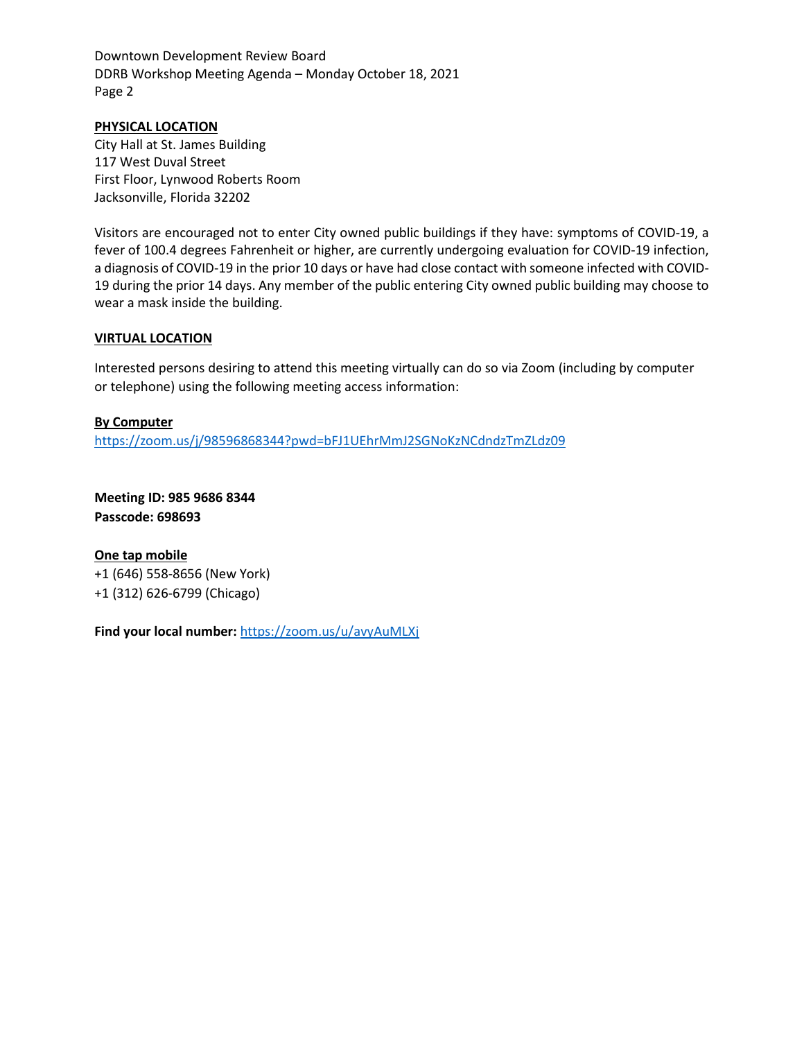**PHYSICAL LOCATION**

City Hall at St. James Building
117 West Duval Street
First Floor, Lynwood Roberts Room
Jacksonville, Florida 32202

Visitors are encouraged not to enter City owned public buildings if they have: symptoms of COVID-19, a fever of 100.4 degrees Fahrenheit or higher, are currently undergoing evaluation for COVID-19 infection, a diagnosis of COVID-19 in the prior 10 days or have had close contact with someone infected with COVID-19 during the prior 14 days. Any member of the public entering City owned public building may choose to wear a mask inside the building.

**VIRTUAL LOCATION**

Interested persons desiring to attend this meeting virtually can do so via Zoom (including by computer or telephone) using the following meeting access information:

**By Computer**

https://zoom.us/j/98596868344?pwd=bFJ1UEhrMmJ2SGNoKzNCdndzTmZLdz09

**Meeting ID: 985 9686 8344**
**Passcode: 698693**

**One tap mobile**

+1 (646) 558-8656 (New York)
+1 (312) 626-6799 (Chicago)

**Find your local number:** https://zoom.us/u/avyAuMLXj